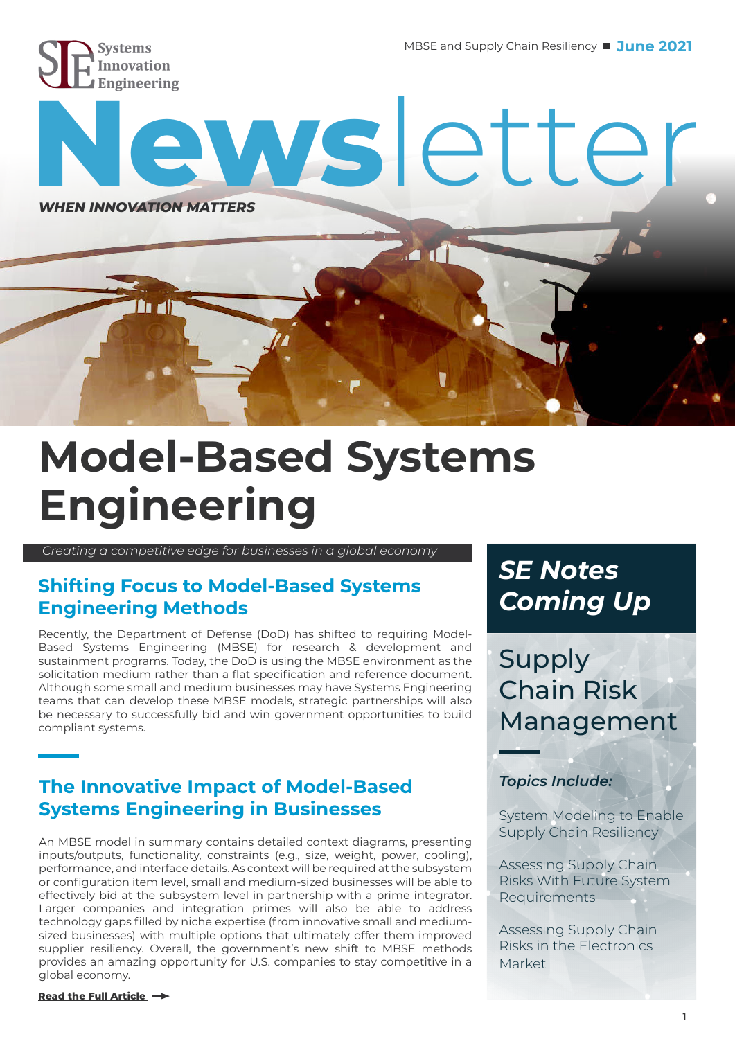Systems Innovation Engineering

MBSE and Supply Chain Resiliency ■ **June 2021**

# Newsletter

***WHEN INNOVATION MATTERS***

# Model-Based Systems Engineering

*Creating a competitive edge for businesses in a global economy*

## Shifting Focus to Model-Based Systems Engineering Methods

Recently, the Department of Defense (DoD) has shifted to requiring Model-Based Systems Engineering (MBSE) for research & development and sustainment programs. Today, the DoD is using the MBSE environment as the solicitation medium rather than a flat specification and reference document. Although some small and medium businesses may have Systems Engineering teams that can develop these MBSE models, strategic partnerships will also be necessary to successfully bid and win government opportunities to build compliant systems.

## The Innovative Impact of Model-Based Systems Engineering in Businesses

An MBSE model in summary contains detailed context diagrams, presenting inputs/outputs, functionality, constraints (e.g., size, weight, power, cooling), performance, and interface details. As context will be required at the subsystem or configuration item level, small and medium-sized businesses will be able to effectively bid at the subsystem level in partnership with a prime integrator. Larger companies and integration primes will also be able to address technology gaps filled by niche expertise (from innovative small and medium-sized businesses) with multiple options that ultimately offer them improved supplier resiliency. Overall, the government's new shift to MBSE methods provides an amazing opportunity for U.S. companies to stay competitive in a global economy.

**Read the Full Article →**

## *SE Notes Coming Up*

### Supply Chain Risk Management

***Topics Include:***

System Modeling to Enable Supply Chain Resiliency

Assessing Supply Chain Risks With Future System Requirements

Assessing Supply Chain Risks in the Electronics Market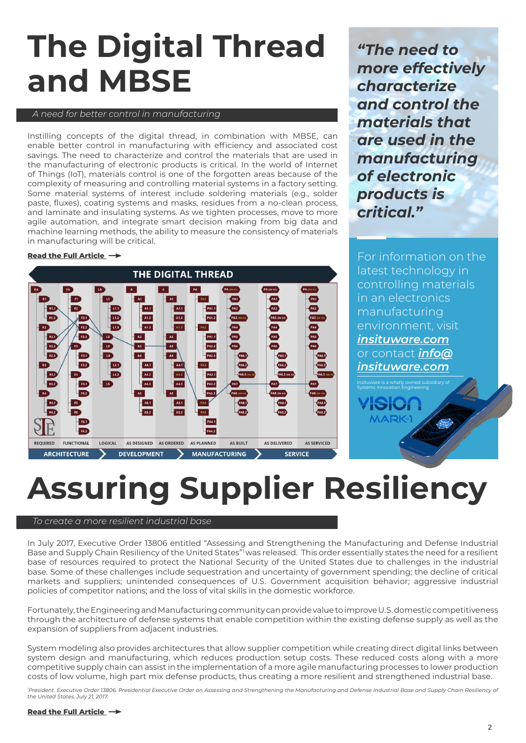# The Digital Thread and MBSE

*A need for better control in manufacturing*

Instilling concepts of the digital thread, in combination with MBSE, can enable better control in manufacturing with efficiency and associated cost savings. The need to characterize and control the materials that are used in the manufacturing of electronic products is critical. In the world of Internet of Things (IoT), materials control is one of the forgotten areas because of the complexity of measuring and controlling material systems in a factory setting. Some material systems of interest include soldering materials (e.g., solder paste, fluxes), coating systems and masks, residues from a no-clean process, and laminate and insulating systems. As we tighten processes, move to more agile automation, and integrate smart decision making from big data and machine learning methods, the ability to measure the consistency of materials in manufacturing will be critical.

**Read the Full Article →**

*"The need to more effectively characterize and control the materials that are used in the manufacturing of electronic products is critical."*

For information on the latest technology in controlling materials in an electronics manufacturing environment, visit ***insituware.com*** or contact ***info@insituware.com***

Insituware is a wholly owned subsidiary of Systems Innovation Engineering

# Assuring Supplier Resiliency

*To create a more resilient industrial base*

In July 2017, Executive Order 13806 entitled "Assessing and Strengthening the Manufacturing and Defense Industrial Base and Supply Chain Resiliency of the United States"[1] was released. This order essentially states the need for a resilient base of resources required to protect the National Security of the United States due to challenges in the industrial base. Some of these challenges include sequestration and uncertainty of government spending; the decline of critical markets and suppliers; unintended consequences of U.S. Government acquisition behavior; aggressive industrial policies of competitor nations; and the loss of vital skills in the domestic workforce.

Fortunately, the Engineering and Manufacturing community can provide value to improve U.S. domestic competitiveness through the architecture of defense systems that enable competition within the existing defense supply as well as the expansion of suppliers from adjacent industries.

System modeling also provides architectures that allow supplier competition while creating direct digital links between system design and manufacturing, which reduces production setup costs. These reduced costs along with a more competitive supply chain can assist in the implementation of a more agile manufacturing processes to lower production costs of low volume, high part mix defense products, thus creating a more resilient and strengthened industrial base.

*[1]President. Executive Order 13806. Presidential Executive Order on Assessing and Strengthening the Manufacturing and Defense Industrial Base and Supply Chain Resiliency of the United States. July 21, 2017.*

**Read the Full Article →**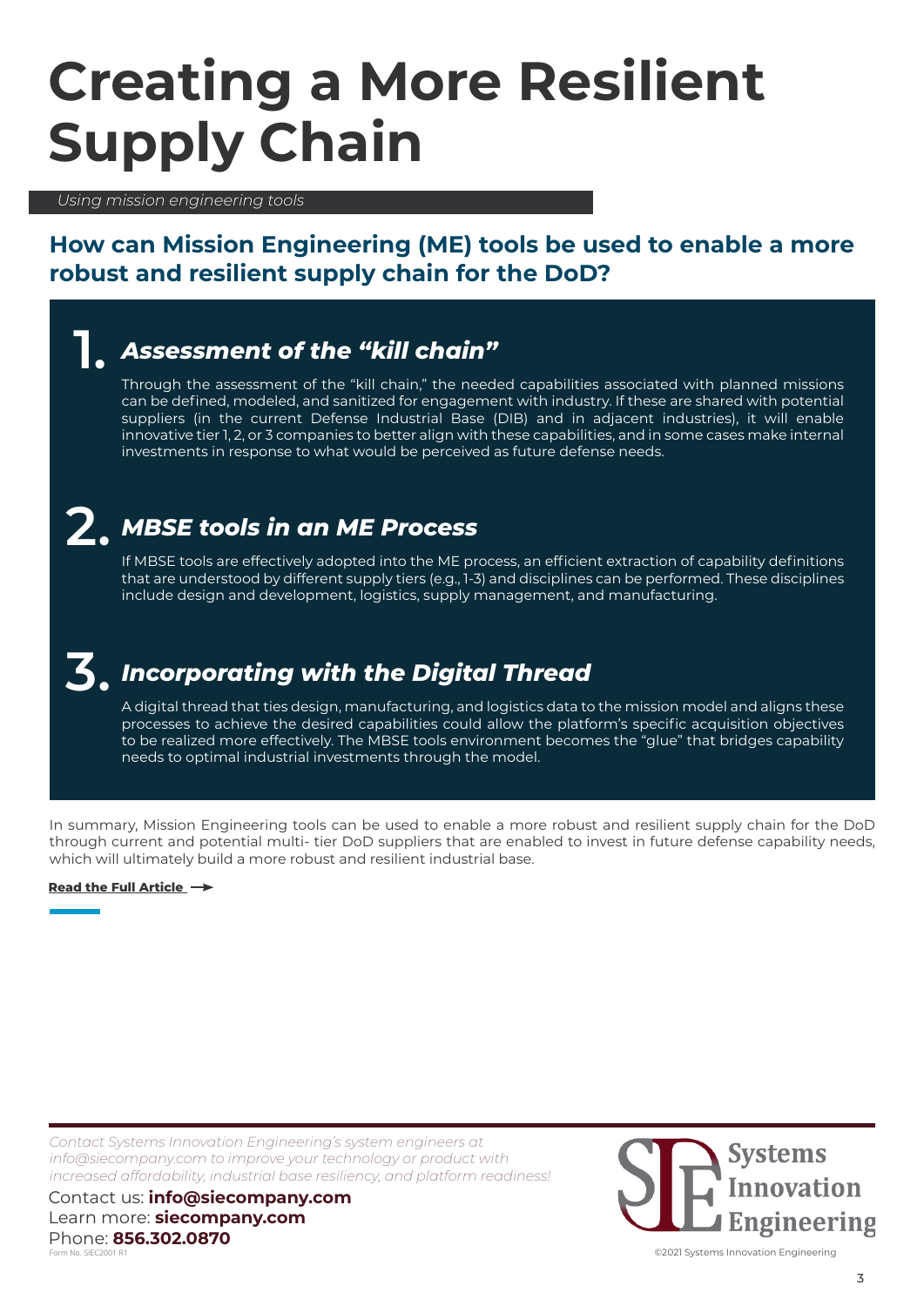# Creating a More Resilient Supply Chain

*Using mission engineering tools*

## How can Mission Engineering (ME) tools be used to enable a more robust and resilient supply chain for the DoD?

### 1. *Assessment of the "kill chain"*

Through the assessment of the "kill chain," the needed capabilities associated with planned missions can be defined, modeled, and sanitized for engagement with industry. If these are shared with potential suppliers (in the current Defense Industrial Base (DIB) and in adjacent industries), it will enable innovative tier 1, 2, or 3 companies to better align with these capabilities, and in some cases make internal investments in response to what would be perceived as future defense needs.

### 2. *MBSE tools in an ME Process*

If MBSE tools are effectively adopted into the ME process, an efficient extraction of capability definitions that are understood by different supply tiers (e.g., 1-3) and disciplines can be performed. These disciplines include design and development, logistics, supply management, and manufacturing.

### 3. *Incorporating with the Digital Thread*

A digital thread that ties design, manufacturing, and logistics data to the mission model and aligns these processes to achieve the desired capabilities could allow the platform's specific acquisition objectives to be realized more effectively. The MBSE tools environment becomes the "glue" that bridges capability needs to optimal industrial investments through the model.

In summary, Mission Engineering tools can be used to enable a more robust and resilient supply chain for the DoD through current and potential multi- tier DoD suppliers that are enabled to invest in future defense capability needs, which will ultimately build a more robust and resilient industrial base.

**Read the Full Article** →

*Contact Systems Innovation Engineering's system engineers at info@siecompany.com to improve your technology or product with increased affordability, industrial base resiliency, and platform readiness!*

Contact us: **info@siecompany.com**
Learn more: **siecompany.com**
Phone: **856.302.0870**

Form No. SIEC2001 R1

Systems Innovation Engineering

©2021 Systems Innovation Engineering